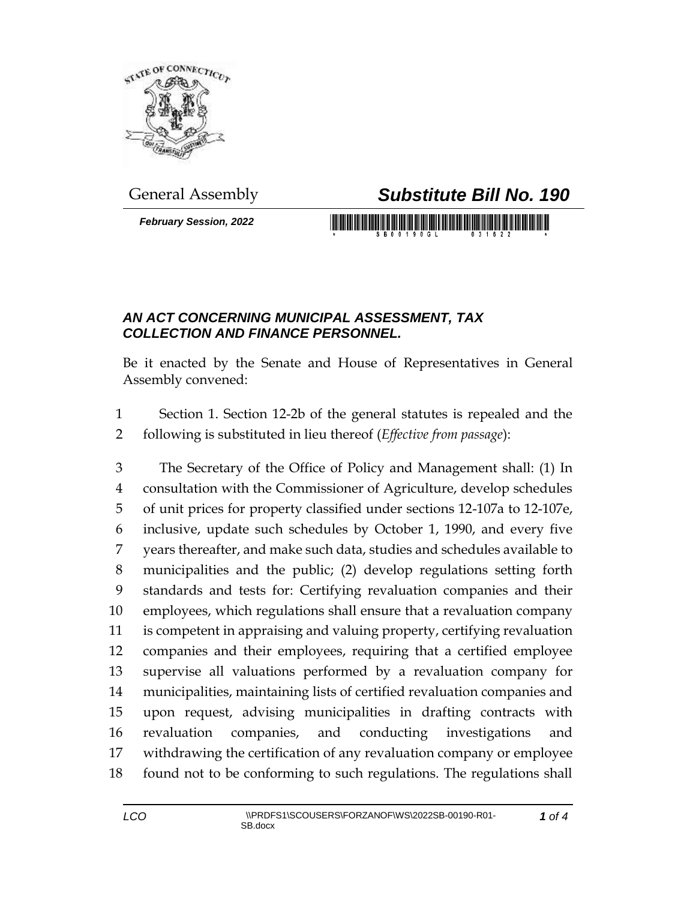General Assembly

# *Substitute Bill No. 190*

***February Session, 2022***

## *AN ACT CONCERNING MUNICIPAL ASSESSMENT, TAX COLLECTION AND FINANCE PERSONNEL.*

Be it enacted by the Senate and House of Representatives in General Assembly convened:

Section 1. Section 12-2b of the general statutes is repealed and the following is substituted in lieu thereof (*Effective from passage*):

The Secretary of the Office of Policy and Management shall: (1) In consultation with the Commissioner of Agriculture, develop schedules of unit prices for property classified under sections 12-107a to 12-107e, inclusive, update such schedules by October 1, 1990, and every five years thereafter, and make such data, studies and schedules available to municipalities and the public; (2) develop regulations setting forth standards and tests for: Certifying revaluation companies and their employees, which regulations shall ensure that a revaluation company is competent in appraising and valuing property, certifying revaluation companies and their employees, requiring that a certified employee supervise all valuations performed by a revaluation company for municipalities, maintaining lists of certified revaluation companies and upon request, advising municipalities in drafting contracts with revaluation companies, and conducting investigations and withdrawing the certification of any revaluation company or employee found not to be conforming to such regulations. The regulations shall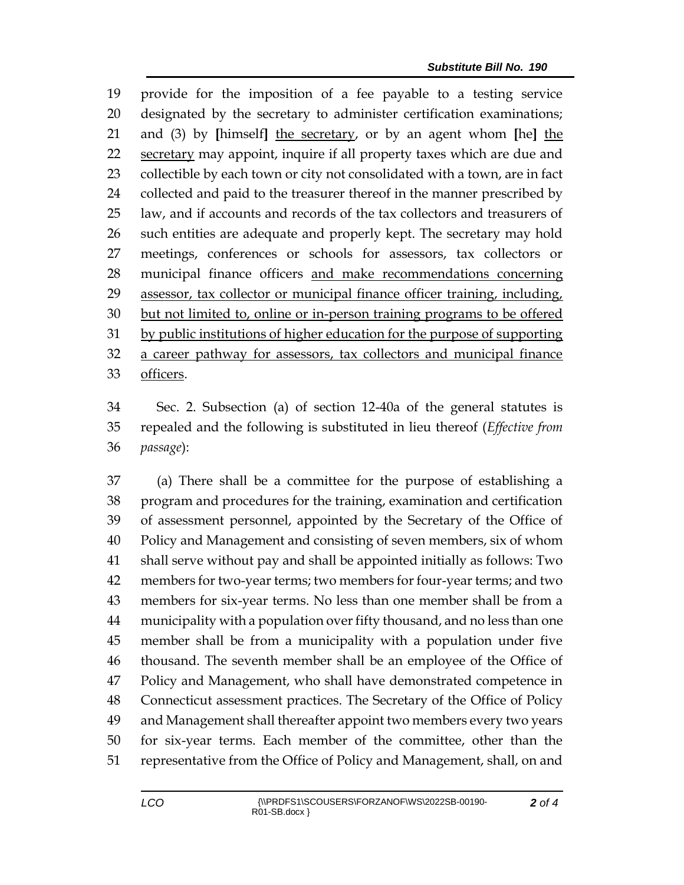provide for the imposition of a fee payable to a testing service designated by the secretary to administer certification examinations; and (3) by [himself] <u>the secretary</u>, or by an agent whom [he] <u>the secretary</u> may appoint, inquire if all property taxes which are due and collectible by each town or city not consolidated with a town, are in fact collected and paid to the treasurer thereof in the manner prescribed by law, and if accounts and records of the tax collectors and treasurers of such entities are adequate and properly kept. The secretary may hold meetings, conferences or schools for assessors, tax collectors or municipal finance officers <u>and make recommendations concerning assessor, tax collector or municipal finance officer training, including, but not limited to, online or in-person training programs to be offered by public institutions of higher education for the purpose of supporting a career pathway for assessors, tax collectors and municipal finance officers</u>.

Sec. 2. Subsection (a) of section 12-40a of the general statutes is repealed and the following is substituted in lieu thereof (*Effective from passage*):

(a) There shall be a committee for the purpose of establishing a program and procedures for the training, examination and certification of assessment personnel, appointed by the Secretary of the Office of Policy and Management and consisting of seven members, six of whom shall serve without pay and shall be appointed initially as follows: Two members for two-year terms; two members for four-year terms; and two members for six-year terms. No less than one member shall be from a municipality with a population over fifty thousand, and no less than one member shall be from a municipality with a population under five thousand. The seventh member shall be an employee of the Office of Policy and Management, who shall have demonstrated competence in Connecticut assessment practices. The Secretary of the Office of Policy and Management shall thereafter appoint two members every two years for six-year terms. Each member of the committee, other than the representative from the Office of Policy and Management, shall, on and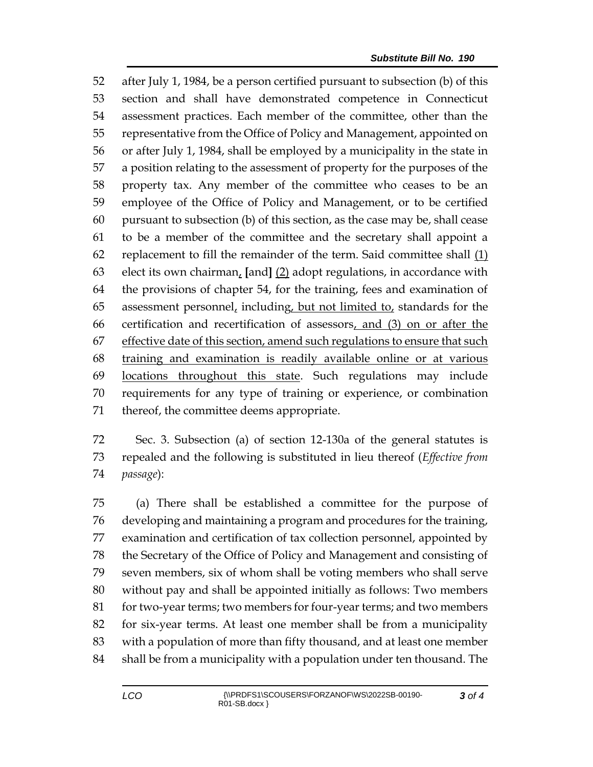52 after July 1, 1984, be a person certified pursuant to subsection (b) of this
53 section and shall have demonstrated competence in Connecticut
54 assessment practices. Each member of the committee, other than the
55 representative from the Office of Policy and Management, appointed on
56 or after July 1, 1984, shall be employed by a municipality in the state in
57 a position relating to the assessment of property for the purposes of the
58 property tax. Any member of the committee who ceases to be an
59 employee of the Office of Policy and Management, or to be certified
60 pursuant to subsection (b) of this section, as the case may be, shall cease
61 to be a member of the committee and the secretary shall appoint a
62 replacement to fill the remainder of the term. Said committee shall <u>(1)</u>
63 elect its own chairman<u>,</u> **[**and**]** <u>(2)</u> adopt regulations, in accordance with
64 the provisions of chapter 54, for the training, fees and examination of
65 assessment personnel<u>,</u> including<u>, but not limited to,</u> standards for the
66 certification and recertification of assessors<u>, and (3) on or after the</u>
67 <u>effective date of this section, amend such regulations to ensure that such</u>
68 <u>training and examination is readily available online or at various</u>
69 <u>locations throughout this state</u>. Such regulations may include
70 requirements for any type of training or experience, or combination
71 thereof, the committee deems appropriate.

72 Sec. 3. Subsection (a) of section 12-130a of the general statutes is
73 repealed and the following is substituted in lieu thereof (*Effective from*
74 *passage*):

75 (a) There shall be established a committee for the purpose of
76 developing and maintaining a program and procedures for the training,
77 examination and certification of tax collection personnel, appointed by
78 the Secretary of the Office of Policy and Management and consisting of
79 seven members, six of whom shall be voting members who shall serve
80 without pay and shall be appointed initially as follows: Two members
81 for two-year terms; two members for four-year terms; and two members
82 for six-year terms. At least one member shall be from a municipality
83 with a population of more than fifty thousand, and at least one member
84 shall be from a municipality with a population under ten thousand. The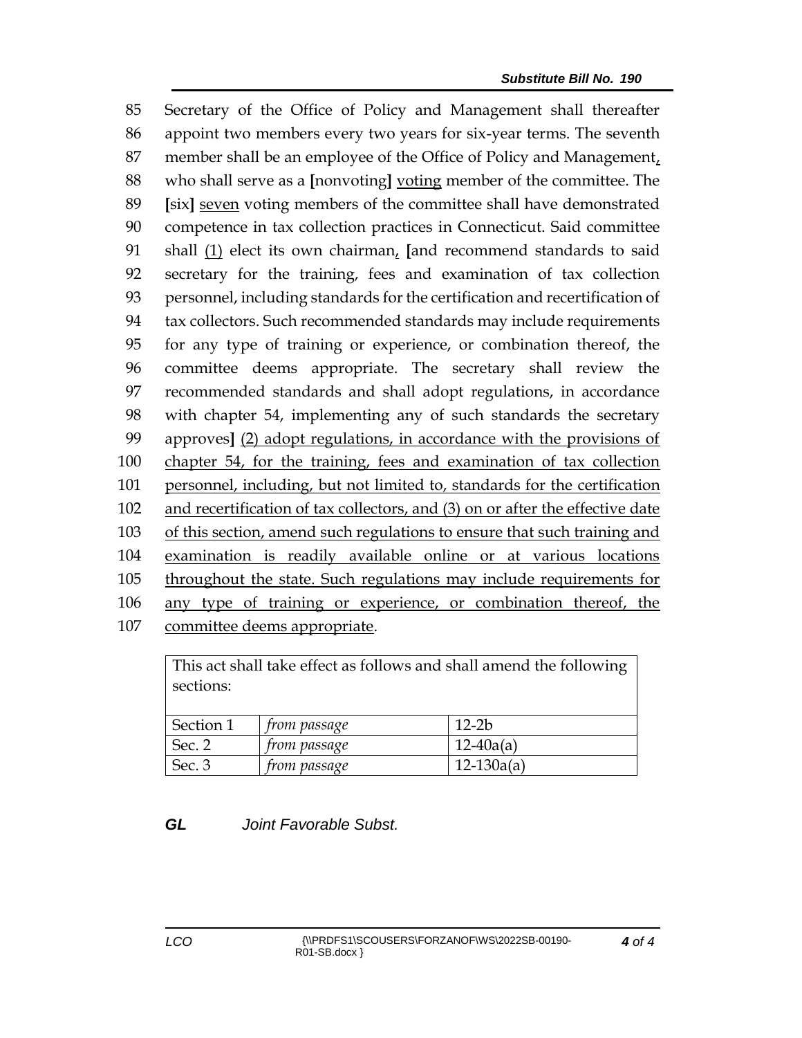85 Secretary of the Office of Policy and Management shall thereafter
86 appoint two members every two years for six-year terms. The seventh
87 member shall be an employee of the Office of Policy and Management,
88 who shall serve as a [nonvoting] voting member of the committee. The
89 [six] seven voting members of the committee shall have demonstrated
90 competence in tax collection practices in Connecticut. Said committee
91 shall (1) elect its own chairman, [and recommend standards to said
92 secretary for the training, fees and examination of tax collection
93 personnel, including standards for the certification and recertification of
94 tax collectors. Such recommended standards may include requirements
95 for any type of training or experience, or combination thereof, the
96 committee deems appropriate. The secretary shall review the
97 recommended standards and shall adopt regulations, in accordance
98 with chapter 54, implementing any of such standards the secretary
99 approves] (2) adopt regulations, in accordance with the provisions of
100 chapter 54, for the training, fees and examination of tax collection
101 personnel, including, but not limited to, standards for the certification
102 and recertification of tax collectors, and (3) on or after the effective date
103 of this section, amend such regulations to ensure that such training and
104 examination is readily available online or at various locations
105 throughout the state. Such regulations may include requirements for
106 any type of training or experience, or combination thereof, the
107 committee deems appropriate.

This act shall take effect as follows and shall amend the following sections:

| | | |
|---|---|---|
| Section 1 | *from passage* | 12-2b |
| Sec. 2 | *from passage* | 12-40a(a) |
| Sec. 3 | *from passage* | 12-130a(a) |

***GL*** *Joint Favorable Subst.*